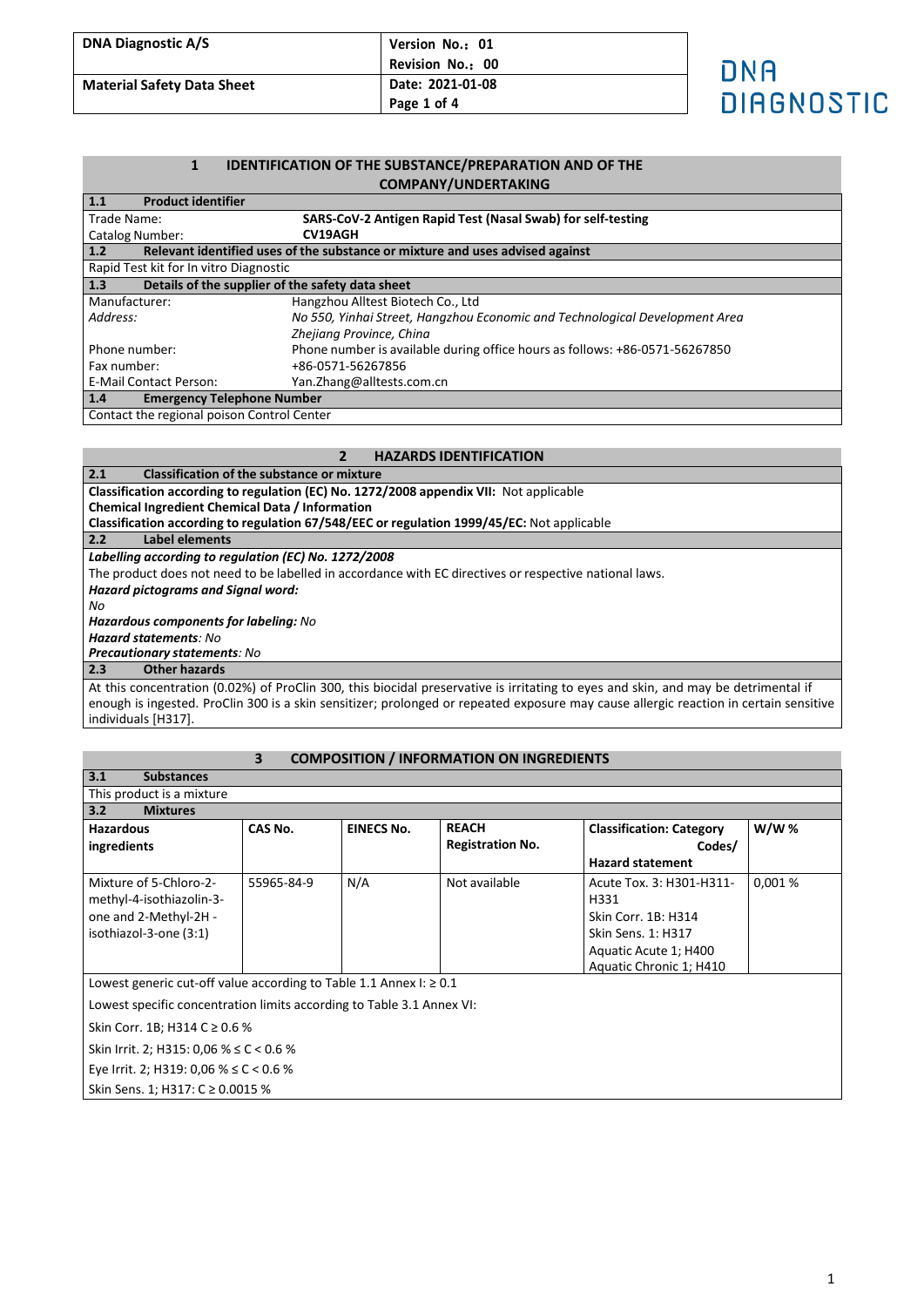| DNA Diagnostic A/S | Version No.: 01<br>Revision No.: 00 |
|---|---|
| Material Safety Data Sheet | Date: 2021-01-08 |

## 1 IDENTIFICATION OF THE SUBSTANCE/PREPARATION AND OF THE COMPANY/UNDERTAKING

### 1.1 Product identifier

| | |
|---|---|
| Trade Name: | **SARS-CoV-2 Antigen Rapid Test (Nasal Swab) for self-testing** |
| Catalog Number: | **CV19AGH** |

### 1.2 Relevant identified uses of the substance or mixture and uses advised against

Rapid Test kit for In vitro Diagnostic

### 1.3 Details of the supplier of the safety data sheet

| | |
|---|---|
| Manufacturer: | Hangzhou Alltest Biotech Co., Ltd |
| *Address:* | *No 550, Yinhai Street, Hangzhou Economic and Technological Development Area Zhejiang Province, China* |
| Phone number: | Phone number is available during office hours as follows: +86-0571-56267850 |
| Fax number: | +86-0571-56267856 |
| E-Mail Contact Person: | Yan.Zhang@alltests.com.cn |

### 1.4 Emergency Telephone Number

Contact the regional poison Control Center

## 2 HAZARDS IDENTIFICATION

### 2.1 Classification of the substance or mixture

**Classification according to regulation (EC) No. 1272/2008 appendix VII:** Not applicable
**Chemical Ingredient Chemical Data / Information**
**Classification according to regulation 67/548/EEC or regulation 1999/45/EC:** Not applicable

### 2.2 Label elements

***Labelling according to regulation (EC) No. 1272/2008***

The product does not need to be labelled in accordance with EC directives or respective national laws.

***Hazard pictograms and Signal word:***
*No*
***Hazardous components for labeling:*** *No*
***Hazard statements****: No*
***Precautionary statements****: No*

### 2.3 Other hazards

At this concentration (0.02%) of ProClin 300, this biocidal preservative is irritating to eyes and skin, and may be detrimental if enough is ingested. ProClin 300 is a skin sensitizer; prolonged or repeated exposure may cause allergic reaction in certain sensitive individuals [H317].

## 3 COMPOSITION / INFORMATION ON INGREDIENTS

### 3.1 Substances

This product is a mixture

### 3.2 Mixtures

| Hazardous ingredients | CAS No. | EINECS No. | REACH Registration No. | Classification: Category Codes/ Hazard statement | W/W % |
|---|---|---|---|---|---|
| Mixture of 5-Chloro-2-methyl-4-isothiazolin-3-one and 2-Methyl-2H -isothiazol-3-one (3:1) | 55965-84-9 | N/A | Not available | Acute Tox. 3: H301-H311-H331<br>Skin Corr. 1B: H314<br>Skin Sens. 1: H317<br>Aquatic Acute 1; H400<br>Aquatic Chronic 1; H410 | 0,001 % |

Lowest generic cut-off value according to Table 1.1 Annex I: ≥ 0.1

Lowest specific concentration limits according to Table 3.1 Annex VI:

Skin Corr. 1B; H314 C ≥ 0.6 %

Skin Irrit. 2; H315: 0,06 % ≤ C < 0.6 %

Eye Irrit. 2; H319: 0,06 % ≤ C < 0.6 %

Skin Sens. 1; H317: C ≥ 0.0015 %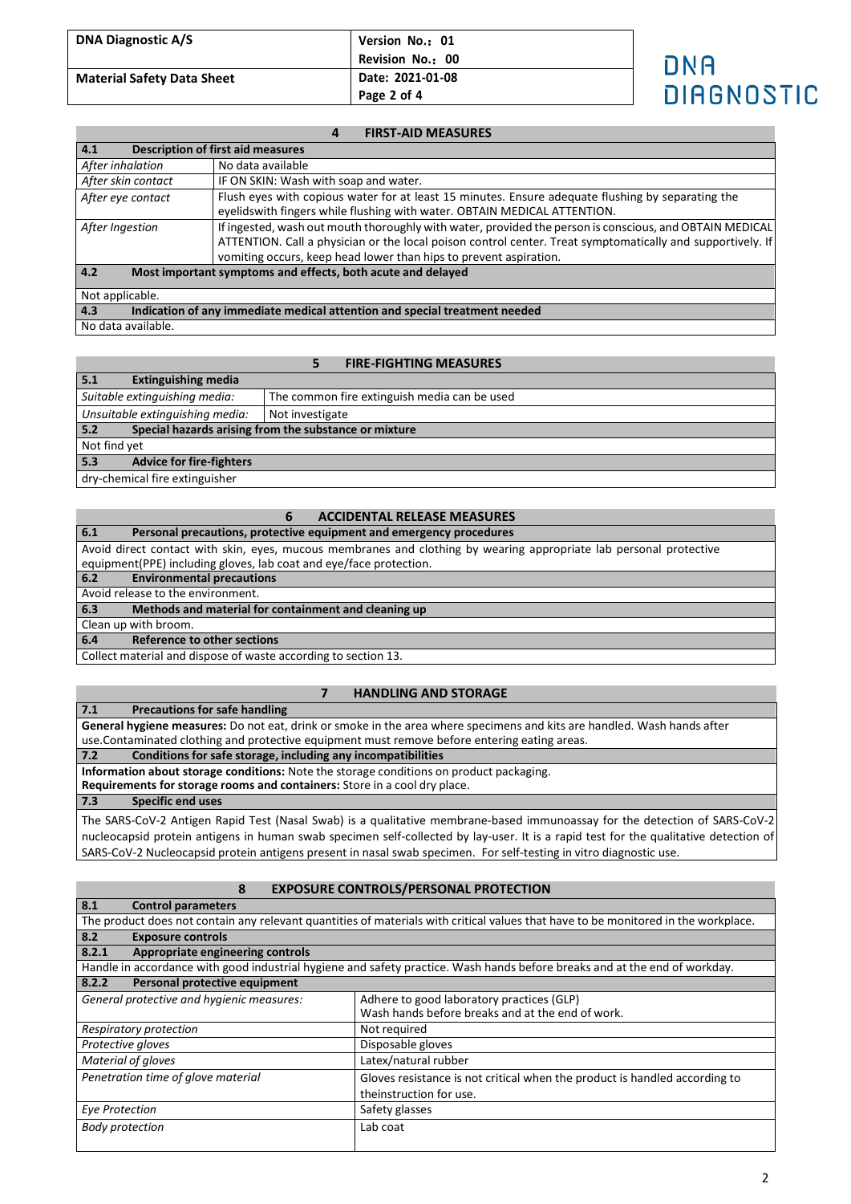## 4 FIRST-AID MEASURES

### 4.1 Description of first aid measures

| | |
|---|---|
| *After inhalation* | No data available |
| *After skin contact* | IF ON SKIN: Wash with soap and water. |
| *After eye contact* | Flush eyes with copious water for at least 15 minutes. Ensure adequate flushing by separating the eyelidswith fingers while flushing with water. OBTAIN MEDICAL ATTENTION. |
| *After Ingestion* | If ingested, wash out mouth thoroughly with water, provided the person is conscious, and OBTAIN MEDICAL ATTENTION. Call a physician or the local poison control center. Treat symptomatically and supportively. If vomiting occurs, keep head lower than hips to prevent aspiration. |

### 4.2 Most important symptoms and effects, both acute and delayed

Not applicable.

### 4.3 Indication of any immediate medical attention and special treatment needed

No data available.

## 5 FIRE-FIGHTING MEASURES

### 5.1 Extinguishing media

| | |
|---|---|
| *Suitable extinguishing media:* | The common fire extinguish media can be used |
| *Unsuitable extinguishing media:* | Not investigate |

### 5.2 Special hazards arising from the substance or mixture

Not find yet

### 5.3 Advice for fire-fighters

dry-chemical fire extinguisher

## 6 ACCIDENTAL RELEASE MEASURES

### 6.1 Personal precautions, protective equipment and emergency procedures

Avoid direct contact with skin, eyes, mucous membranes and clothing by wearing appropriate lab personal protective equipment(PPE) including gloves, lab coat and eye/face protection.

### 6.2 Environmental precautions

Avoid release to the environment.

### 6.3 Methods and material for containment and cleaning up

Clean up with broom.

### 6.4 Reference to other sections

Collect material and dispose of waste according to section 13.

## 7 HANDLING AND STORAGE

### 7.1 Precautions for safe handling

**General hygiene measures:** Do not eat, drink or smoke in the area where specimens and kits are handled. Wash hands after use.Contaminated clothing and protective equipment must remove before entering eating areas.

### 7.2 Conditions for safe storage, including any incompatibilities

**Information about storage conditions:** Note the storage conditions on product packaging.
**Requirements for storage rooms and containers:** Store in a cool dry place.

### 7.3 Specific end uses

The SARS-CoV-2 Antigen Rapid Test (Nasal Swab) is a qualitative membrane-based immunoassay for the detection of SARS-CoV-2 nucleocapsid protein antigens in human swab specimen self-collected by lay-user. It is a rapid test for the qualitative detection of SARS-CoV-2 Nucleocapsid protein antigens present in nasal swab specimen. For self-testing in vitro diagnostic use.

## 8 EXPOSURE CONTROLS/PERSONAL PROTECTION

### 8.1 Control parameters

The product does not contain any relevant quantities of materials with critical values that have to be monitored in the workplace.

### 8.2 Exposure controls

#### 8.2.1 Appropriate engineering controls

Handle in accordance with good industrial hygiene and safety practice. Wash hands before breaks and at the end of workday.

#### 8.2.2 Personal protective equipment

| | |
|---|---|
| *General protective and hygienic measures:* | Adhere to good laboratory practices (GLP)<br>Wash hands before breaks and at the end of work. |
| *Respiratory protection* | Not required |
| *Protective gloves* | Disposable gloves |
| *Material of gloves* | Latex/natural rubber |
| *Penetration time of glove material* | Gloves resistance is not critical when the product is handled according to theinstruction for use. |
| *Eye Protection* | Safety glasses |
| *Body protection* | Lab coat |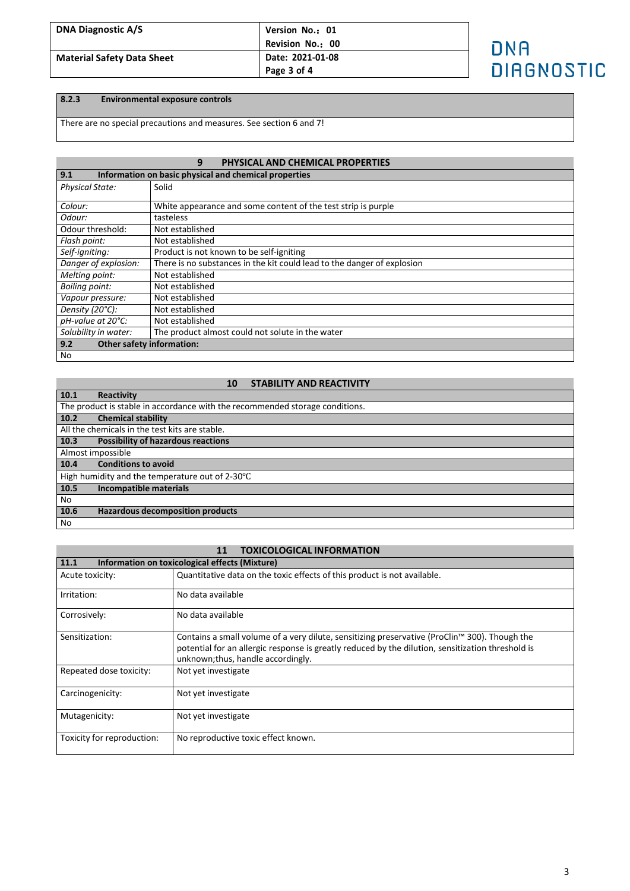### 8.2.3 Environmental exposure controls

There are no special precautions and measures. See section 6 and 7!

## 9 PHYSICAL AND CHEMICAL PROPERTIES

### 9.1 Information on basic physical and chemical properties

| Property | Value |
| --- | --- |
| *Physical State:* | Solid |
| *Colour:* | White appearance and some content of the test strip is purple |
| *Odour:* | tasteless |
| Odour threshold: | Not established |
| *Flash point:* | Not established |
| *Self-igniting:* | Product is not known to be self-igniting |
| *Danger of explosion:* | There is no substances in the kit could lead to the danger of explosion |
| *Melting point:* | Not established |
| *Boiling point:* | Not established |
| *Vapour pressure:* | Not established |
| *Density (20°C):* | Not established |
| *pH-value at 20°C:* | Not established |
| *Solubility in water:* | The product almost could not solute in the water |

### 9.2 Other safety information:

No

## 10 STABILITY AND REACTIVITY

### 10.1 Reactivity

The product is stable in accordance with the recommended storage conditions.

### 10.2 Chemical stability

All the chemicals in the test kits are stable.

### 10.3 Possibility of hazardous reactions

Almost impossible

### 10.4 Conditions to avoid

High humidity and the temperature out of 2-30℃

### 10.5 Incompatible materials

No

### 10.6 Hazardous decomposition products

No

## 11 TOXICOLOGICAL INFORMATION

### 11.1 Information on toxicological effects (Mixture)

| Effect | Information |
| --- | --- |
| Acute toxicity: | Quantitative data on the toxic effects of this product is not available. |
| Irritation: | No data available |
| Corrosively: | No data available |
| Sensitization: | Contains a small volume of a very dilute, sensitizing preservative (ProClin™ 300). Though the potential for an allergic response is greatly reduced by the dilution, sensitization threshold is unknown;thus, handle accordingly. |
| Repeated dose toxicity: | Not yet investigate |
| Carcinogenicity: | Not yet investigate |
| Mutagenicity: | Not yet investigate |
| Toxicity for reproduction: | No reproductive toxic effect known. |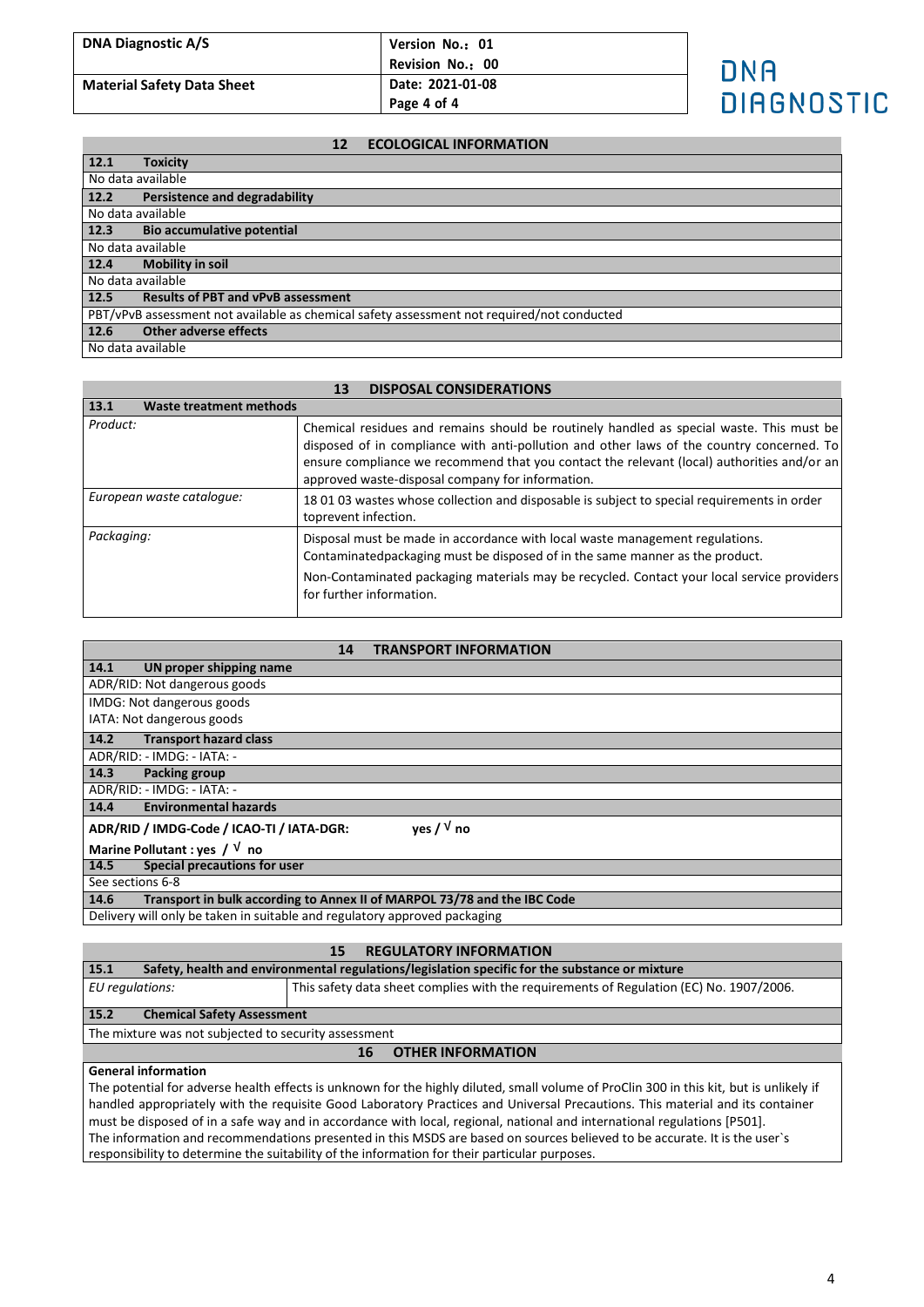## 12 ECOLOGICAL INFORMATION

**12.1 Toxicity**

No data available

**12.2 Persistence and degradability**

No data available

**12.3 Bio accumulative potential**

No data available

**12.4 Mobility in soil**

No data available

**12.5 Results of PBT and vPvB assessment**

PBT/vPvB assessment not available as chemical safety assessment not required/not conducted

**12.6 Other adverse effects**

No data available

## 13 DISPOSAL CONSIDERATIONS

**13.1 Waste treatment methods**

| | |
|---|---|
| *Product:* | Chemical residues and remains should be routinely handled as special waste. This must be disposed of in compliance with anti-pollution and other laws of the country concerned. To ensure compliance we recommend that you contact the relevant (local) authorities and/or an approved waste-disposal company for information. |
| *European waste catalogue:* | 18 01 03 wastes whose collection and disposable is subject to special requirements in order toprevent infection. |
| *Packaging:* | Disposal must be made in accordance with local waste management regulations. Contaminatedpackaging must be disposed of in the same manner as the product. Non-Contaminated packaging materials may be recycled. Contact your local service providers for further information. |

## 14 TRANSPORT INFORMATION

**14.1 UN proper shipping name**

ADR/RID: Not dangerous goods

IMDG: Not dangerous goods

IATA: Not dangerous goods

**14.2 Transport hazard class**

ADR/RID: - IMDG: - IATA: -

**14.3 Packing group**

ADR/RID: - IMDG: - IATA: -

**14.4 Environmental hazards**

**ADR/RID / IMDG-Code / ICAO-TI / IATA-DGR: yes / √ no**

**Marine Pollutant : yes / √ no**

**14.5 Special precautions for user**

See sections 6-8

**14.6 Transport in bulk according to Annex II of MARPOL 73/78 and the IBC Code**

Delivery will only be taken in suitable and regulatory approved packaging

## 15 REGULATORY INFORMATION

**15.1 Safety, health and environmental regulations/legislation specific for the substance or mixture**

| | |
|---|---|
| *EU regulations:* | This safety data sheet complies with the requirements of Regulation (EC) No. 1907/2006. |

**15.2 Chemical Safety Assessment**

The mixture was not subjected to security assessment

## 16 OTHER INFORMATION

**General information**

The potential for adverse health effects is unknown for the highly diluted, small volume of ProClin 300 in this kit, but is unlikely if handled appropriately with the requisite Good Laboratory Practices and Universal Precautions. This material and its container must be disposed of in a safe way and in accordance with local, regional, national and international regulations [P501].

The information and recommendations presented in this MSDS are based on sources believed to be accurate. It is the user`s responsibility to determine the suitability of the information for their particular purposes.